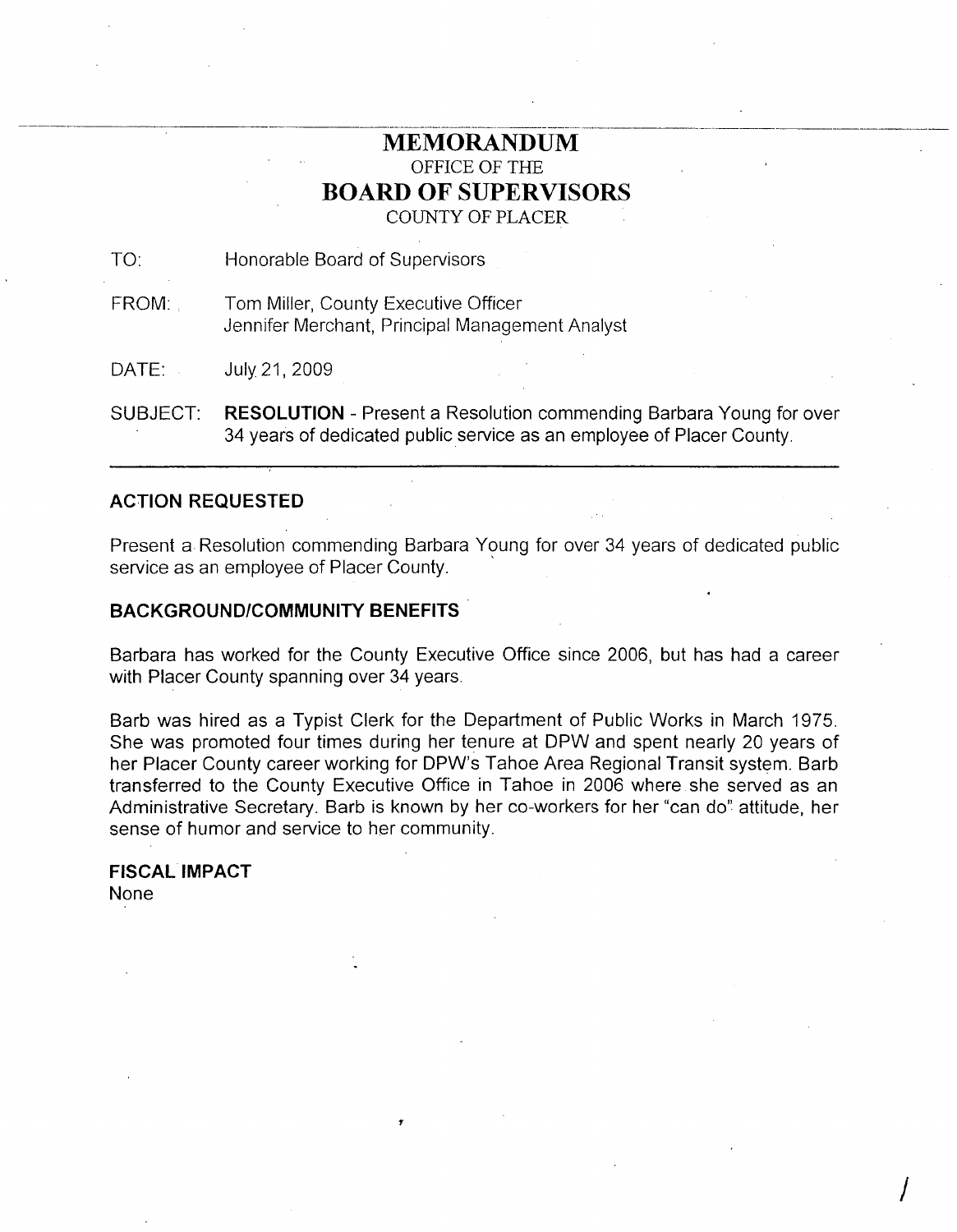# MEMORANDUM

OFFICE OF THE

## BOARD OF SUPERVISORS

COUNTY OF PLACER

TO: Honorable Board of Supervisors

FROM: Tom Miller, County Executive Officer
Jennifer Merchant, Principal Management Analyst

DATE: July 21, 2009

SUBJECT: **RESOLUTION** - Present a Resolution commending Barbara Young for over 34 years of dedicated public service as an employee of Placer County.

---

**ACTION REQUESTED**

Present a Resolution commending Barbara Young for over 34 years of dedicated public service as an employee of Placer County.

**BACKGROUND/COMMUNITY BENEFITS**

Barbara has worked for the County Executive Office since 2006, but has had a career with Placer County spanning over 34 years.

Barb was hired as a Typist Clerk for the Department of Public Works in March 1975. She was promoted four times during her tenure at DPW and spent nearly 20 years of her Placer County career working for DPW's Tahoe Area Regional Transit system. Barb transferred to the County Executive Office in Tahoe in 2006 where she served as an Administrative Secretary. Barb is known by her co-workers for her "can do" attitude, her sense of humor and service to her community.

**FISCAL IMPACT**
None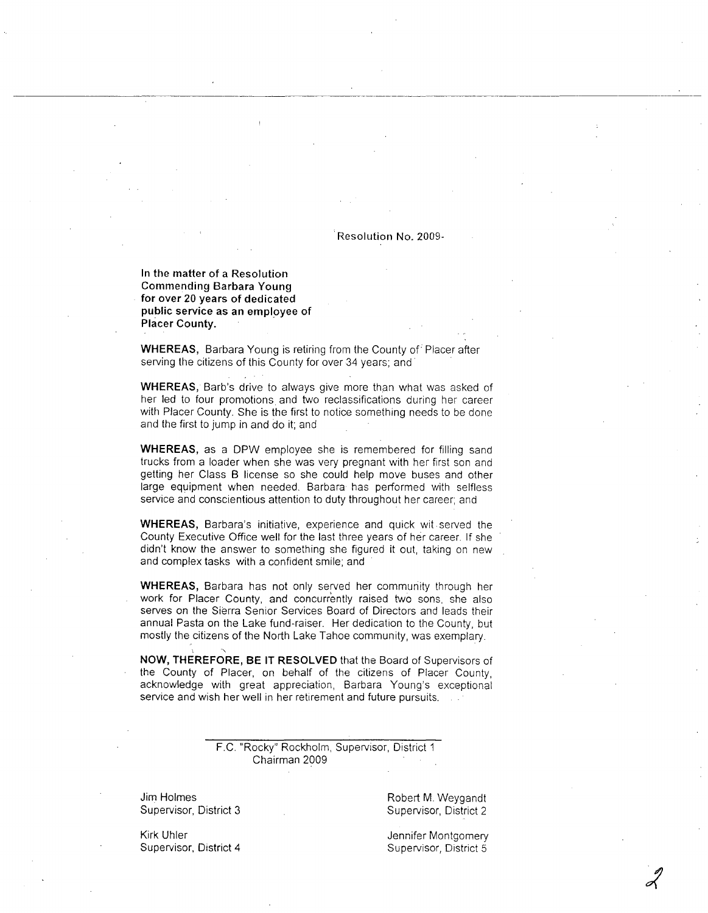Resolution No. 2009-

**In the matter of a Resolution Commending Barbara Young for over 20 years of dedicated public service as an employee of Placer County.**

**WHEREAS,** Barbara Young is retiring from the County of Placer after serving the citizens of this County for over 34 years; and

**WHEREAS,** Barb's drive to always give more than what was asked of her led to four promotions and two reclassifications during her career with Placer County. She is the first to notice something needs to be done and the first to jump in and do it; and

**WHEREAS,** as a DPW employee she is remembered for filling sand trucks from a loader when she was very pregnant with her first son and getting her Class B license so she could help move buses and other large equipment when needed. Barbara has performed with selfless service and conscientious attention to duty throughout her career; and

**WHEREAS,** Barbara's initiative, experience and quick wit served the County Executive Office well for the last three years of her career. If she didn't know the answer to something she figured it out, taking on new and complex tasks with a confident smile; and

**WHEREAS,** Barbara has not only served her community through her work for Placer County, and concurrently raised two sons, she also serves on the Sierra Senior Services Board of Directors and leads their annual Pasta on the Lake fund-raiser. Her dedication to the County, but mostly the citizens of the North Lake Tahoe community, was exemplary.

**NOW, THEREFORE, BE IT RESOLVED** that the Board of Supervisors of the County of Placer, on behalf of the citizens of Placer County, acknowledge with great appreciation, Barbara Young's exceptional service and wish her well in her retirement and future pursuits.

F.C. "Rocky" Rockholm, Supervisor, District 1
Chairman 2009

Jim Holmes
Supervisor, District 3

Robert M. Weygandt
Supervisor, District 2

Kirk Uhler
Supervisor, District 4

Jennifer Montgomery
Supervisor, District 5